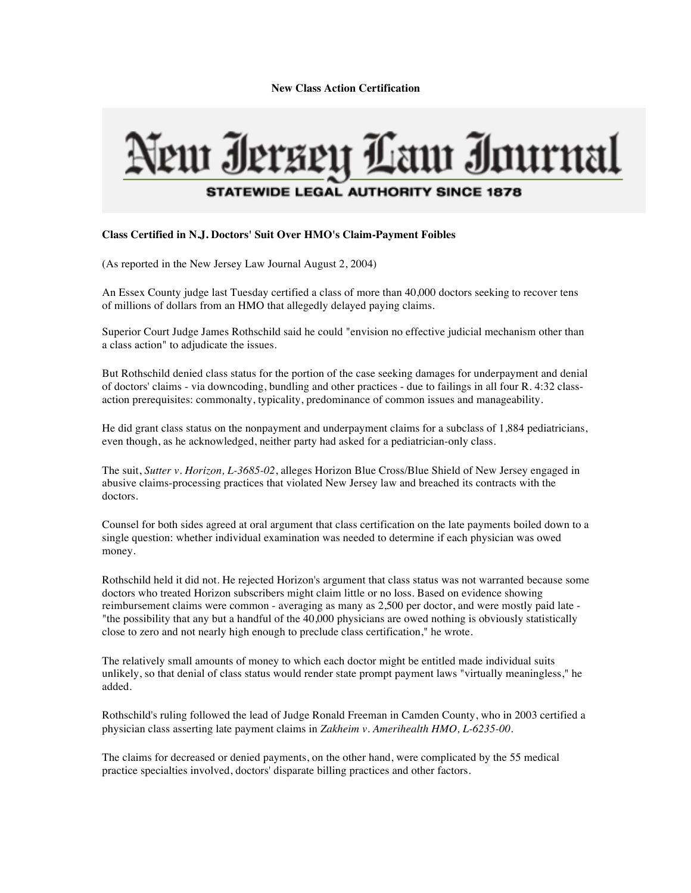**New Class Action Certification**

# New Jersey Law Journal

**STATEWIDE LEGAL AUTHORITY SINCE 1878**

**Class Certified in N.J. Doctors' Suit Over HMO's Claim-Payment Foibles**

(As reported in the New Jersey Law Journal August 2, 2004)

An Essex County judge last Tuesday certified a class of more than 40,000 doctors seeking to recover tens of millions of dollars from an HMO that allegedly delayed paying claims.

Superior Court Judge James Rothschild said he could "envision no effective judicial mechanism other than a class action" to adjudicate the issues.

But Rothschild denied class status for the portion of the case seeking damages for underpayment and denial of doctors' claims - via downcoding, bundling and other practices - due to failings in all four R. 4:32 class-action prerequisites: commonalty, typicality, predominance of common issues and manageability.

He did grant class status on the nonpayment and underpayment claims for a subclass of 1,884 pediatricians, even though, as he acknowledged, neither party had asked for a pediatrician-only class.

The suit, *Sutter v. Horizon, L-3685-02*, alleges Horizon Blue Cross/Blue Shield of New Jersey engaged in abusive claims-processing practices that violated New Jersey law and breached its contracts with the doctors.

Counsel for both sides agreed at oral argument that class certification on the late payments boiled down to a single question: whether individual examination was needed to determine if each physician was owed money.

Rothschild held it did not. He rejected Horizon's argument that class status was not warranted because some doctors who treated Horizon subscribers might claim little or no loss. Based on evidence showing reimbursement claims were common - averaging as many as 2,500 per doctor, and were mostly paid late - "the possibility that any but a handful of the 40,000 physicians are owed nothing is obviously statistically close to zero and not nearly high enough to preclude class certification," he wrote.

The relatively small amounts of money to which each doctor might be entitled made individual suits unlikely, so that denial of class status would render state prompt payment laws "virtually meaningless," he added.

Rothschild's ruling followed the lead of Judge Ronald Freeman in Camden County, who in 2003 certified a physician class asserting late payment claims in *Zakheim v. Amerihealth HMO, L-6235-00*.

The claims for decreased or denied payments, on the other hand, were complicated by the 55 medical practice specialties involved, doctors' disparate billing practices and other factors.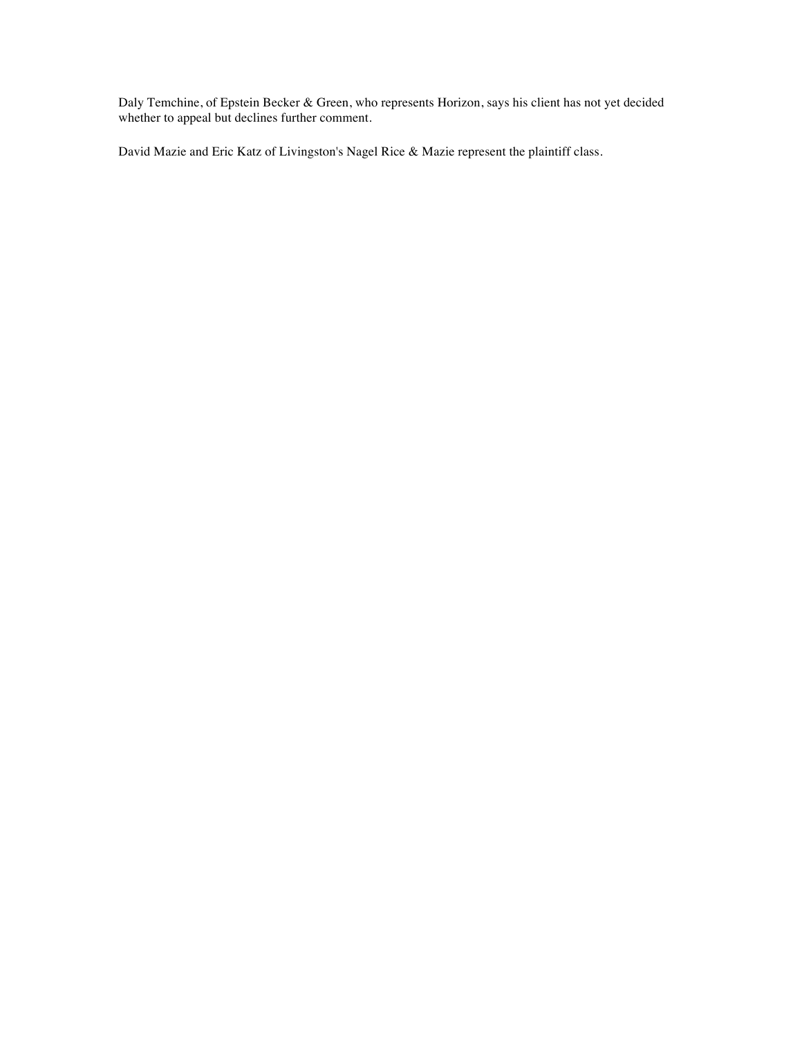Daly Temchine, of Epstein Becker & Green, who represents Horizon, says his client has not yet decided whether to appeal but declines further comment.

David Mazie and Eric Katz of Livingston's Nagel Rice & Mazie represent the plaintiff class.